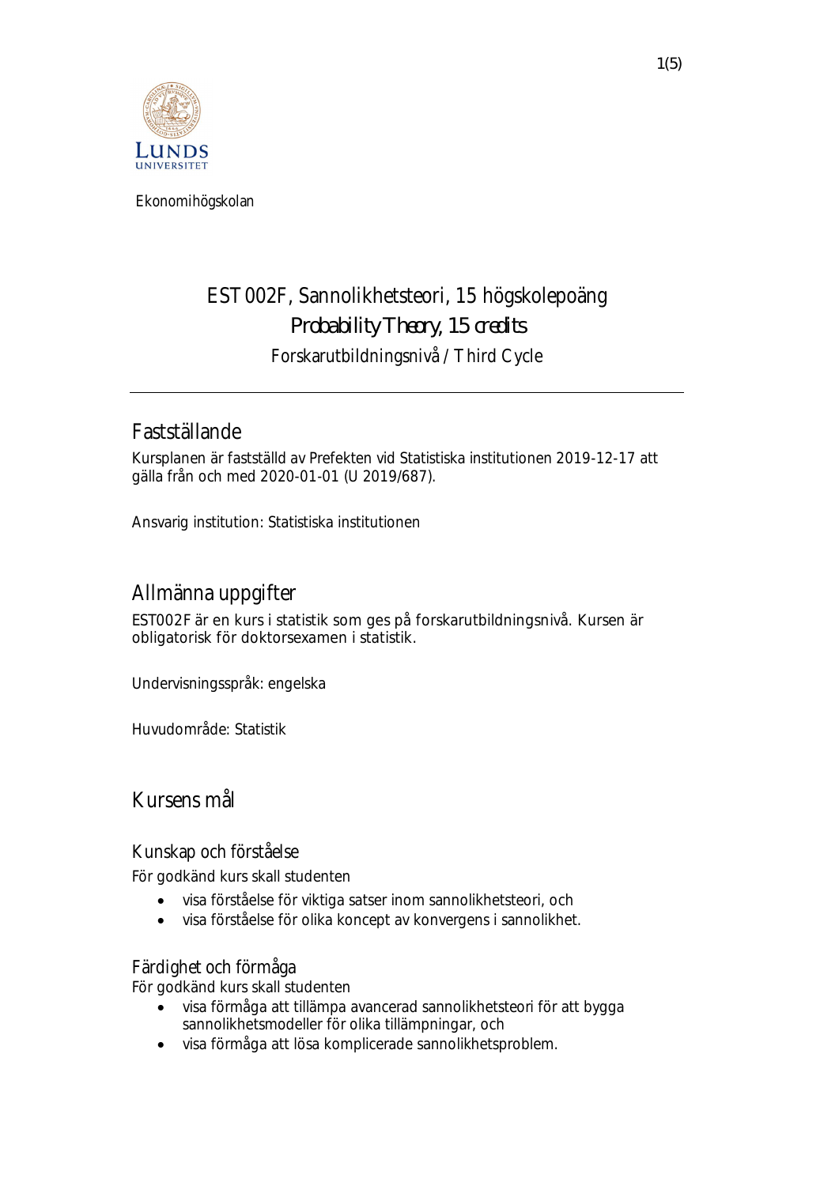Ekonomihögskolan

# EST002F, Sannolikhetsteori, 15 högskolepoäng

## *Probability Theory, 15 credits*

Forskarutbildningsnivå / Third Cycle

---

## Fastställande

Kursplanen är fastställd av Prefekten vid Statistiska institutionen 2019-12-17 att gälla från och med 2020-01-01 (U 2019/687).

Ansvarig institution: Statistiska institutionen

## Allmänna uppgifter

EST002F är en kurs i statistik som ges på forskarutbildningsnivå. Kursen är obligatorisk för doktorsexamen i statistik.

Undervisningsspråk: engelska

Huvudområde: Statistik

## Kursens mål

### Kunskap och förståelse

För godkänd kurs skall studenten

- visa förståelse för viktiga satser inom sannolikhetsteori, och
- visa förståelse för olika koncept av konvergens i sannolikhet.

### Färdighet och förmåga

För godkänd kurs skall studenten

- visa förmåga att tillämpa avancerad sannolikhetsteori för att bygga sannolikhetsmodeller för olika tillämpningar, och
- visa förmåga att lösa komplicerade sannolikhetsproblem.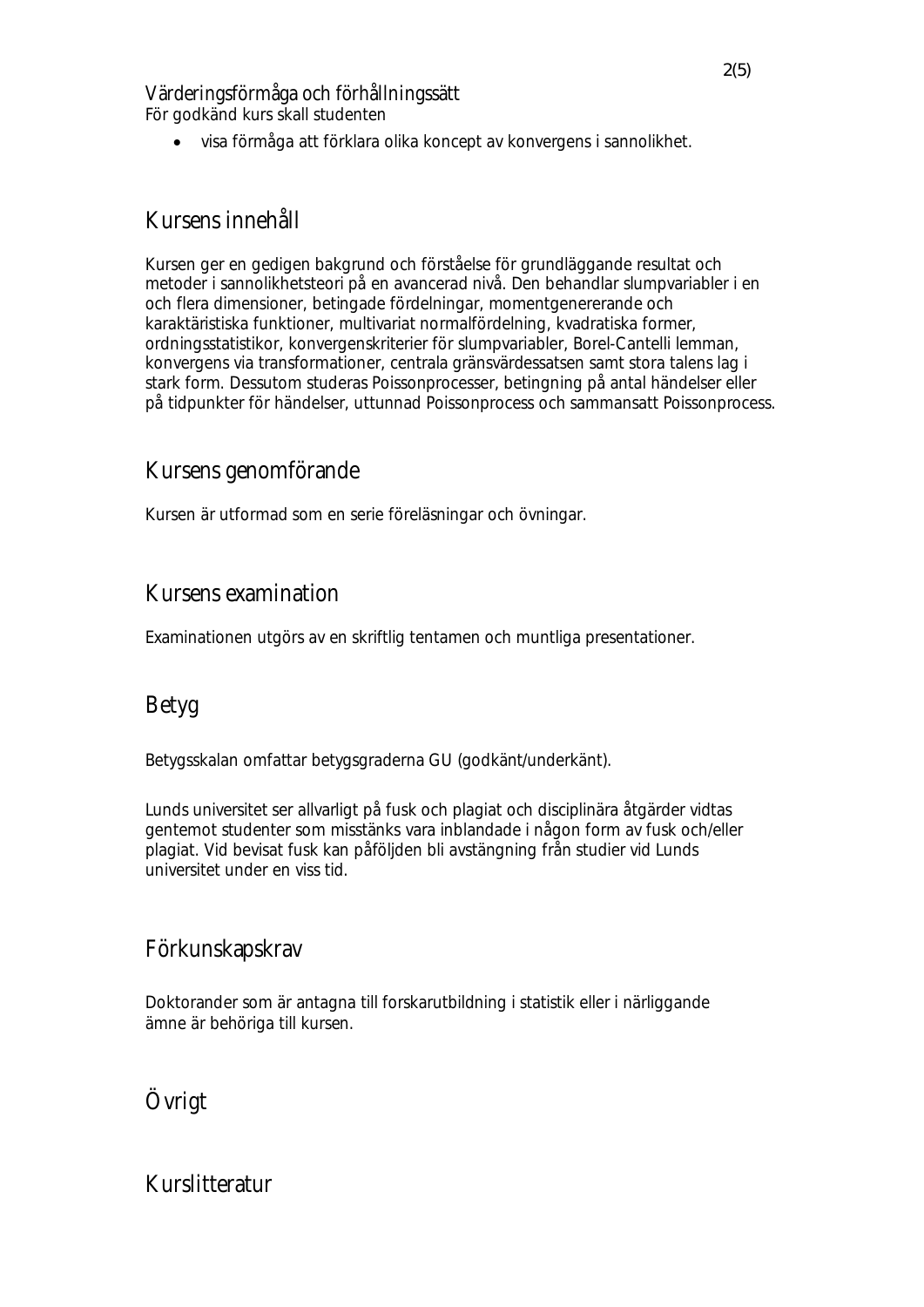### Värderingsförmåga och förhållningssätt

För godkänd kurs skall studenten

- visa förmåga att förklara olika koncept av konvergens i sannolikhet.

## Kursens innehåll

Kursen ger en gedigen bakgrund och förståelse för grundläggande resultat och metoder i sannolikhetsteori på en avancerad nivå. Den behandlar slumpvariabler i en och flera dimensioner, betingade fördelningar, momentgenererande och karaktäristiska funktioner, multivariat normalfördelning, kvadratiska former, ordningsstatistikor, konvergenskriterier för slumpvariabler, Borel-Cantelli lemman, konvergens via transformationer, centrala gränsvärdessatsen samt stora talens lag i stark form. Dessutom studeras Poissonprocesser, betingning på antal händelser eller på tidpunkter för händelser, uttunnad Poissonprocess och sammansatt Poissonprocess.

## Kursens genomförande

Kursen är utformad som en serie föreläsningar och övningar.

## Kursens examination

Examinationen utgörs av en skriftlig tentamen och muntliga presentationer.

## Betyg

Betygsskalan omfattar betygsgraderna GU (godkänt/underkänt).

Lunds universitet ser allvarligt på fusk och plagiat och disciplinära åtgärder vidtas gentemot studenter som misstänks vara inblandade i någon form av fusk och/eller plagiat. Vid bevisat fusk kan påföljden bli avstängning från studier vid Lunds universitet under en viss tid.

## Förkunskapskrav

Doktorander som är antagna till forskarutbildning i statistik eller i närliggande ämne är behöriga till kursen.

## Övrigt

## Kurslitteratur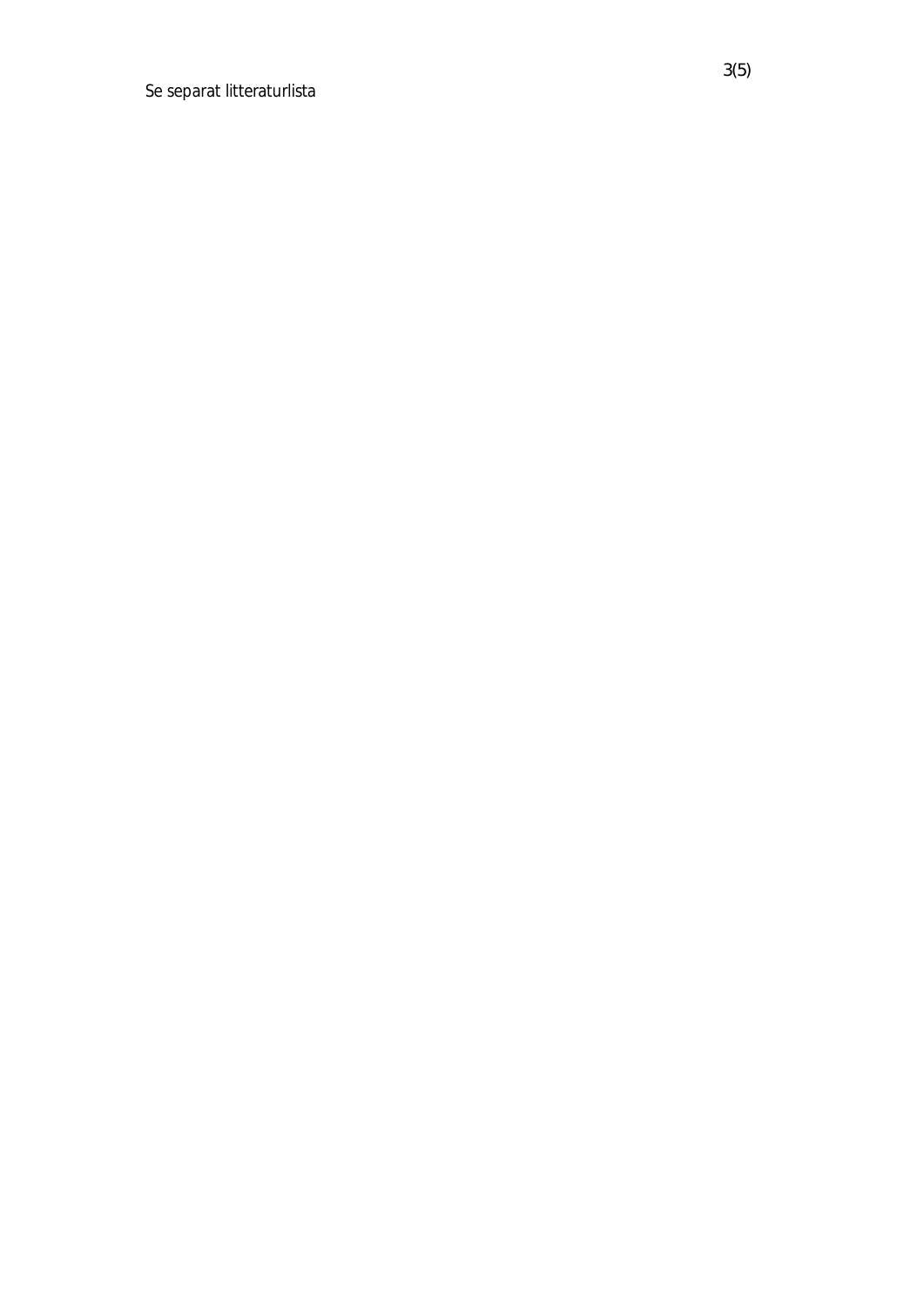Se separat litteraturlista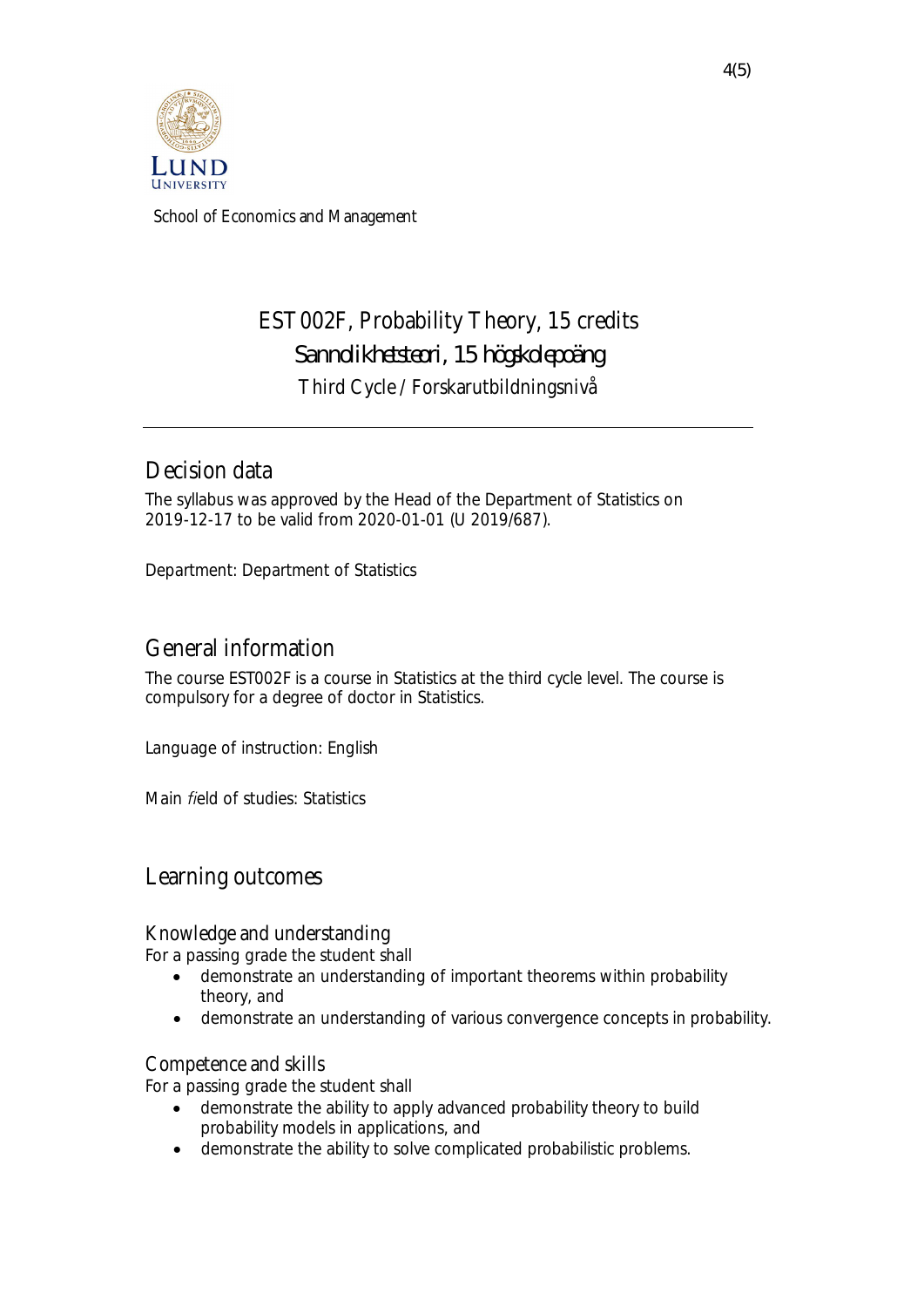School of Economics and Management

# EST002F, Probability Theory, 15 credits

## Sannolikhetsteori, 15 högskolepoäng

Third Cycle / Forskarutbildningsnivå

---

## Decision data

The syllabus was approved by the Head of the Department of Statistics on 2019-12-17 to be valid from 2020-01-01 (U 2019/687).

Department: Department of Statistics

## General information

The course EST002F is a course in Statistics at the third cycle level. The course is compulsory for a degree of doctor in Statistics.

Language of instruction: English

Main field of studies: Statistics

## Learning outcomes

### Knowledge and understanding

For a passing grade the student shall

- demonstrate an understanding of important theorems within probability theory, and
- demonstrate an understanding of various convergence concepts in probability.

### Competence and skills

For a passing grade the student shall

- demonstrate the ability to apply advanced probability theory to build probability models in applications, and
- demonstrate the ability to solve complicated probabilistic problems.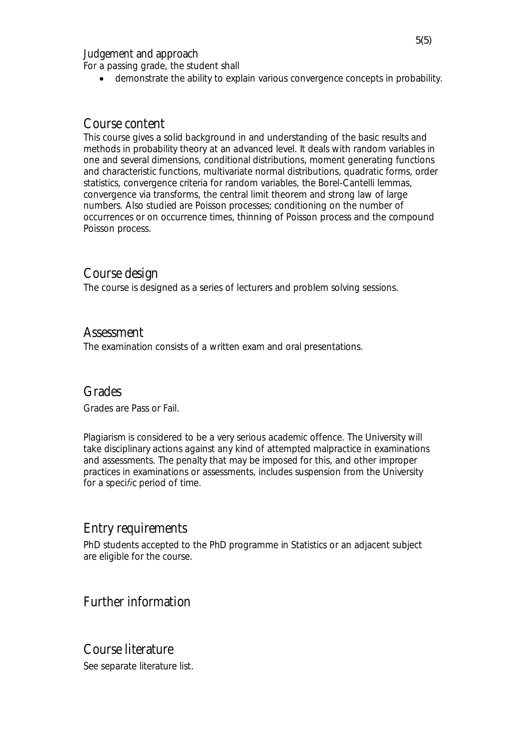### Judgement and approach

For a passing grade, the student shall

- demonstrate the ability to explain various convergence concepts in probability.

## Course content

This course gives a solid background in and understanding of the basic results and methods in probability theory at an advanced level. It deals with random variables in one and several dimensions, conditional distributions, moment generating functions and characteristic functions, multivariate normal distributions, quadratic forms, order statistics, convergence criteria for random variables, the Borel-Cantelli lemmas, convergence via transforms, the central limit theorem and strong law of large numbers. Also studied are Poisson processes; conditioning on the number of occurrences or on occurrence times, thinning of Poisson process and the compound Poisson process.

## Course design

The course is designed as a series of lecturers and problem solving sessions.

## Assessment

The examination consists of a written exam and oral presentations.

## Grades

Grades are Pass or Fail.

Plagiarism is considered to be a very serious academic offence. The University will take disciplinary actions against any kind of attempted malpractice in examinations and assessments. The penalty that may be imposed for this, and other improper practices in examinations or assessments, includes suspension from the University for a specific period of time.

## Entry requirements

PhD students accepted to the PhD programme in Statistics or an adjacent subject are eligible for the course.

## Further information

## Course literature

See separate literature list.